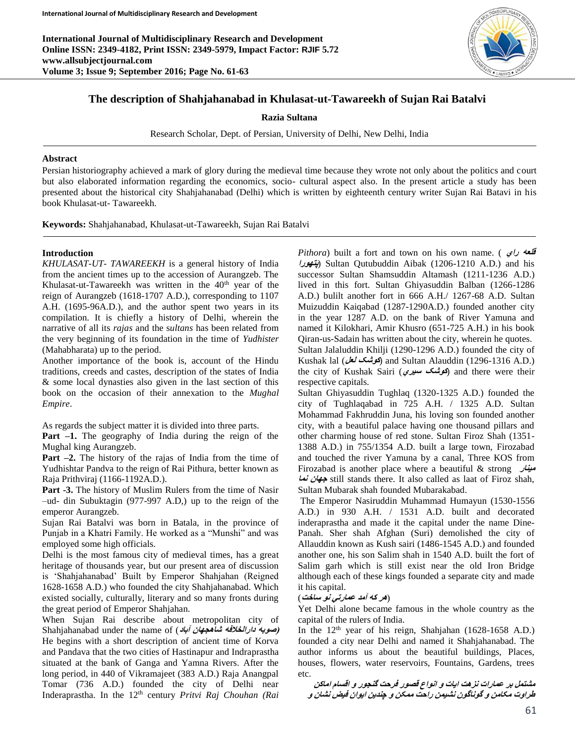# The description of Shahjahanabad in Khulasat-ut-Tawareekh of Sujan Rai Batalvi

**Razia Sultana**

Research Scholar, Dept. of Persian, University of Delhi, New Delhi, India

### Abstract

Persian historiography achieved a mark of glory during the medieval time because they wrote not only about the politics and court but also elaborated information regarding the economics, socio- cultural aspect also. In the present article a study has been presented about the historical city Shahjahanabad (Delhi) which is written by eighteenth century writer Sujan Rai Batavi in his book Khulasat-ut- Tawareekh.

**Keywords:** Shahjahanabad, Khulasat-ut-Tawareekh, Sujan Rai Batalvi

### Introduction

*KHULASAT-UT- TAWAREEKH* is a general history of India from the ancient times up to the accession of Aurangzeb. The Khulasat-ut-Tawareekh was written in the 40th year of the reign of Aurangzeb (1618-1707 A.D.), corresponding to 1107 A.H. (1695-96A.D.), and the author spent two years in its compilation. It is chiefly a history of Delhi, wherein the narrative of all its *rajas* and the s*ultans* has been related from the very beginning of its foundation in the time of *Yudhister* (Mahabharata) up to the period.

Another importance of the book is, account of the Hindu traditions, creeds and castes, description of the states of India & some local dynasties also given in the last section of this book on the occasion of their annexation to the *Mughal Empire*.

As regards the subject matter it is divided into three parts.

**Part –1.** The geography of India during the reign of the Mughal king Aurangzeb.

**Part –2.** The history of the rajas of India from the time of Yudhishtar Pandva to the reign of Rai Pithura, better known as Raja Prithviraj (1166-1192A.D.).

**Part -3.** The history of Muslim Rulers from the time of Nasir –ud- din Subuktagin (977-997 A.D,) up to the reign of the emperor Aurangzeb.

Sujan Rai Batalvi was born in Batala, in the province of Punjab in a Khatri Family. He worked as a "Munshi" and was employed some high officials.

Delhi is the most famous city of medieval times, has a great heritage of thousands year, but our present area of discussion is 'Shahjahanabad' Built by Emperor Shahjahan (Reigned 1628-1658 A.D.) who founded the city Shahjahanabad. Which existed socially, culturally, literary and so many fronts during the great period of Emperor Shahjahan.

When Sujan Rai describe about metropolitan city of Shahjahanabad under the name of (**صوبه دارالخلافه شاهجهان آباد**) He begins with a short description of ancient time of Korva and Pandava that the two cities of Hastinapur and Indraprastha situated at the bank of Ganga and Yamna Rivers. After the long period, in 440 of Vikramajeet (383 A.D.) Raja Anangpal Tomar (736 A.D.) founded the city of Delhi near Inderaprastha. In the 12th century *Pritvi Raj Chouhan (Rai Pithora*) built a fort and town on his own name. (**قلعه راي پتهورا**) Sultan Qutubuddin Aibak (1206-1210 A.D.) and his successor Sultan Shamsuddin Altamash (1211-1236 A.D.) lived in this fort. Sultan Ghiyasuddin Balban (1266-1286 A.D.) bulilt another fort in 666 A.H./ 1267-68 A.D. Sultan Muizuddin Kaiqabad (1287-1290A.D.) founded another city in the year 1287 A.D. on the bank of River Yamuna and named it Kilokhari, Amir Khusro (651-725 A.H.) in his book Qiran-us-Sadain has written about the city, wherein he quotes. Sultan Jalaluddin Khilji (1290-1296 A.D.) founded the city of Kushak lal (**كوشک لعل**) and Sultan Alauddin (1296-1316 A.D.) the city of Kushak Sairi (**كوشک سيري**) and there were their respective capitals.

Sultan Ghiyasuddin Tughlaq (1320-1325 A.D.) founded the city of Tughlaqabad in 725 A.H. / 1325 A.D. Sultan Mohammad Fakhruddin Juna, his loving son founded another city, with a beautiful palace having one thousand pillars and other charming house of red stone. Sultan Firoz Shah (1351-1388 A.D.) in 755/1354 A.D. built a large town, Firozabad and touched the river Yamuna by a canal, Three KOS from Firozabad is another place where a beautiful & strong **مينار جهان نما** still stands there. It also called as laat of Firoz shah, Sultan Mubarak shah founded Mubarakabad.

The Emperor Nasiruddin Muhammad Humayun (1530-1556 A.D.) in 930 A.H. / 1531 A.D. built and decorated inderaprastha and made it the capital under the name Dine-Panah. Sher shah Afghan (Suri) demolished the city of Allauddin known as Kush sairi (1486-1545 A.D.) and founded another one, his son Salim shah in 1540 A.D. built the fort of Salim garh which is still exist near the old Iron Bridge although each of these kings founded a separate city and made it his capital.

(**هر كه آمد عمارتي نو ساخت**)

Yet Delhi alone became famous in the whole country as the capital of the rulers of India.

In the 12th year of his reign, Shahjahan (1628-1658 A.D.) founded a city near Delhi and named it Shahjahanabad. The author informs us about the beautiful buildings, Places, houses, flowers, water reservoirs, Fountains, Gardens, trees etc.

**مشتمل بر عمارات نزهت ايات و انواع قصور فرحت گنجور و اقسام اماكن طراوت مكامن و گوناگون نشيمن راحت ممكن و چندين ايوان فيض نشان و**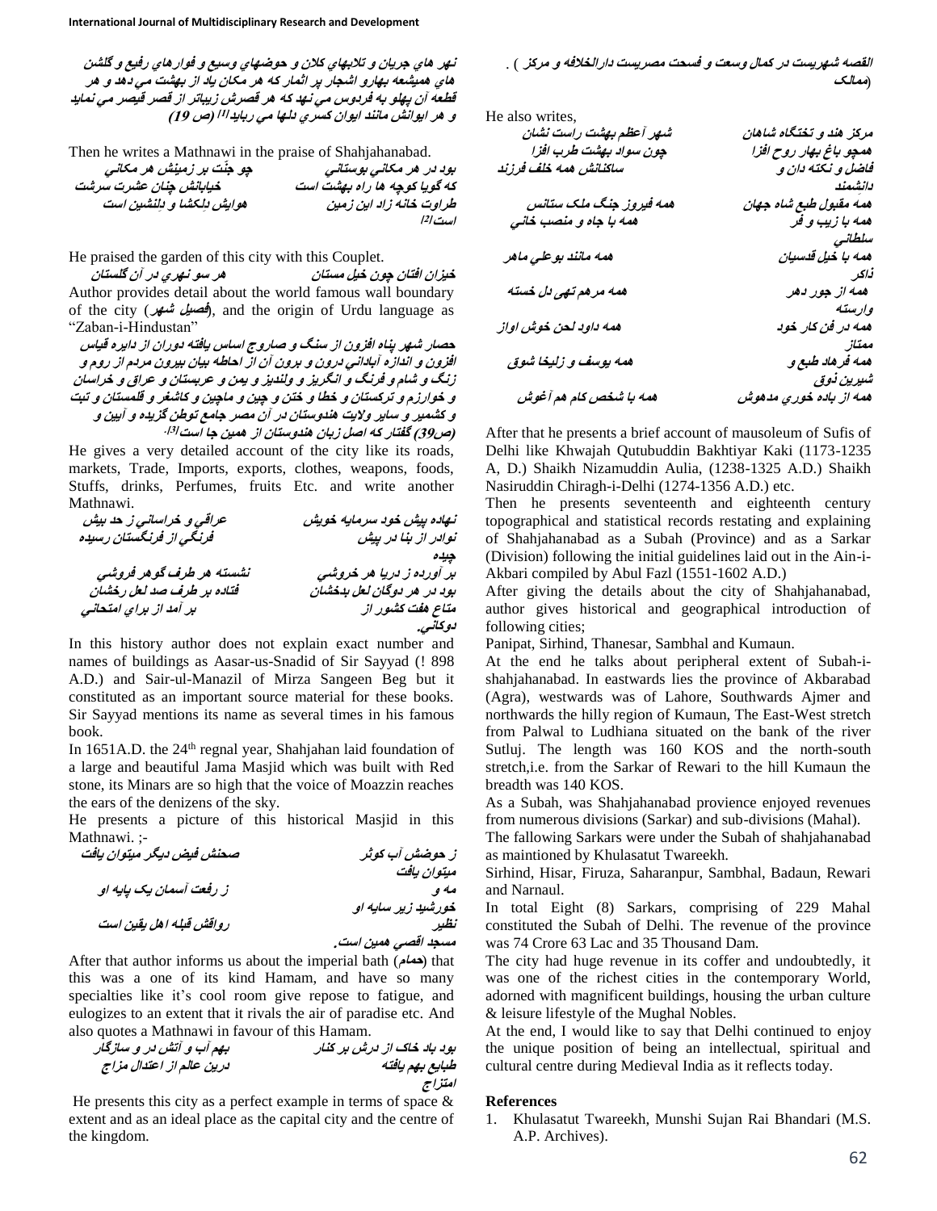نهر هاي جريان و تلابهاي كلان و حوضهاي وسيع و فوارهاي رفيع و گلشن هاي هميشعه بهارو اشجار پر اثمار كه هر مكان باد از بهشت مي دهد و هر قطعه آن پهلو به فردوس مي نهد كه هر قصرش زيباتر از قصر قيصر مي نمايد و هر ايوانش مانند ايوان كسري دلها مي ربايد[1] (ص 19)

Then he writes a Mathnawi in the praise of Shahjahanabad.

بود در هر مكاني بوستاني — چو جنّت بر زمينش هر مكاني
كه گويا كوچه ها راه بهشت است — خيابانش چنان عشرت سرشت
طراوت خانه زاد اين زمين است — هوايش دلكشا و دلنشين است[2]

He praised the garden of this city with this Couplet.

خيزان افتان چون خيل مستان — هر سو نهري در آن گلستان

Author provides detail about the world famous wall boundary of the city (فصيل شهر), and the origin of Urdu language as "Zaban-i-Hindustan"

حصار شهر پناه افزون از سنگ و صاروج اساس يافته دوران از دايره قياس افزون و اندازه آباداني درون و برون آن از احاطه بيان بيرون مردم از روم و زنگ و شام و فرنگ و انگريز و ولنديز و يمن و عربستان و عراق و خراسان و خوارزم و تركستان و خطا و ختن و چين و ماچين و كاشغر و قلمستان و تبت و كشمير و ساير ولايت هندوستان در آن مصر جامع توطن گزيده و آيين و (ص39) گفتار كه اصل زبان هندوستان از همين جا است[3].

He gives a very detailed account of the city like its roads, markets, Trade, Imports, exports, clothes, weapons, foods, Stuffs, drinks, Perfumes, fruits Etc. and write another Mathnawi.

نهاده پيش خود سرمايه خويش — عراقي و خراساني ز حد بيش
نوادر از بنا در پيش چيده — فرنگي از فرنگستان رسيده
بر آورده ز دريا هر خروشي — نشسته هر طرف گوهر فروشي
بود در هر دوگان لعل بدخشان — فتاده بر طرف صد لعل رخشان
متاع هفت كشور از دوكاني. — بر آمد از براي امتحاني

In this history author does not explain exact number and names of buildings as Aasar-us-Snadid of Sir Sayyad (! 898 A.D.) and Sair-ul-Manazil of Mirza Sangeen Beg but it constituted as an important source material for these books. Sir Sayyad mentions its name as several times in his famous book.

In 1651A.D. the 24th regnal year, Shahjahan laid foundation of a large and beautiful Jama Masjid which was built with Red stone, its Minars are so high that the voice of Moazzin reaches the ears of the denizens of the sky.

He presents a picture of this historical Masjid in this Mathnawi. ;-

ز حوضش آب كوثر ميتوان يافت — صحنش فيض ديگر ميتوان يافت
مه و خورشيد زير سايه او — ز رفعت آسمان يک پايه او
نظير مسجد اقصي همين است. — رواقش قبله اهل يقين است

After that author informs us about the imperial bath (حمام) that this was a one of its kind Hamam, and have so many specialties like it's cool room give repose to fatigue, and eulogizes to an extent that it rivals the air of paradise etc. And also quotes a Mathnawi in favour of this Hamam.

بود باد خاك از درش بر كنار — بهم آب و آتش در و سازگار
طبايع بهم يافته امتزاج — درين عالم از اعتدال مزاج

He presents this city as a perfect example in terms of space & extent and as an ideal place as the capital city and the centre of the kingdom.

القصه شهريست در كمال وسعت و فسحت مصريست دارالخلافه و مركز ) . (ممالک

He also writes,

مركز هند و تختگاه شاهان — شهر آعظم بهشت راست نشان
همچو باغ بهار روح افزا — چون سواد بهشت طرب افزا
فاضل و نكته دان و دانشمند — ساكنانش همه خلف فرزند
همه مقبول طبع شاه جهان — همه فيروز جنگ ملک ستانس
همه با زيب و فر سلطاني — همه با جاه و منصب خاني
همه با خيل قدسيان ذاكر — همه مانند بوعلي ماهر
همه از جور دهر وارسته — همه مرهم تهي دل خسته
همه در فن كار خود ممتاز — همه داود لحن خوش اواز
همه فرهاد طبع و شيرين ذوق — همه يوسف و زليخا شوق
همه از باده خوري مدهوش — همه با شخص كام هم آغوش

After that he presents a brief account of mausoleum of Sufis of Delhi like Khwajah Qutubuddin Bakhtiyar Kaki (1173-1235 A, D.) Shaikh Nizamuddin Aulia, (1238-1325 A.D.) Shaikh Nasiruddin Chiragh-i-Delhi (1274-1356 A.D.) etc.

Then he presents seventeenth and eighteenth century topographical and statistical records restating and explaining of Shahjahanabad as a Subah (Province) and as a Sarkar (Division) following the initial guidelines laid out in the Ain-i-Akbari compiled by Abul Fazl (1551-1602 A.D.)

After giving the details about the city of Shahjahanabad, author gives historical and geographical introduction of following cities;

Panipat, Sirhind, Thanesar, Sambhal and Kumaun.

At the end he talks about peripheral extent of Subah-i-shahjahanabad. In eastwards lies the province of Akbarabad (Agra), westwards was of Lahore, Southwards Ajmer and northwards the hilly region of Kumaun, The East-West stretch from Palwal to Ludhiana situated on the bank of the river Sutluj. The length was 160 KOS and the north-south stretch,i.e. from the Sarkar of Rewari to the hill Kumaun the breadth was 140 KOS.

As a Subah, was Shahjahanabad provience enjoyed revenues from numerous divisions (Sarkar) and sub-divisions (Mahal).

The fallowing Sarkars were under the Subah of shahjahanabad as maintioned by Khulasatut Twareekh.

Sirhind, Hisar, Firuza, Saharanpur, Sambhal, Badaun, Rewari and Narnaul.

In total Eight (8) Sarkars, comprising of 229 Mahal constituted the Subah of Delhi. The revenue of the province was 74 Crore 63 Lac and 35 Thousand Dam.

The city had huge revenue in its coffer and undoubtedly, it was one of the richest cities in the contemporary World, adorned with magnificent buildings, housing the urban culture & leisure lifestyle of the Mughal Nobles.

At the end, I would like to say that Delhi continued to enjoy the unique position of being an intellectual, spiritual and cultural centre during Medieval India as it reflects today.

## References

1. Khulasatut Twareekh, Munshi Sujan Rai Bhandari (M.S. A.P. Archives).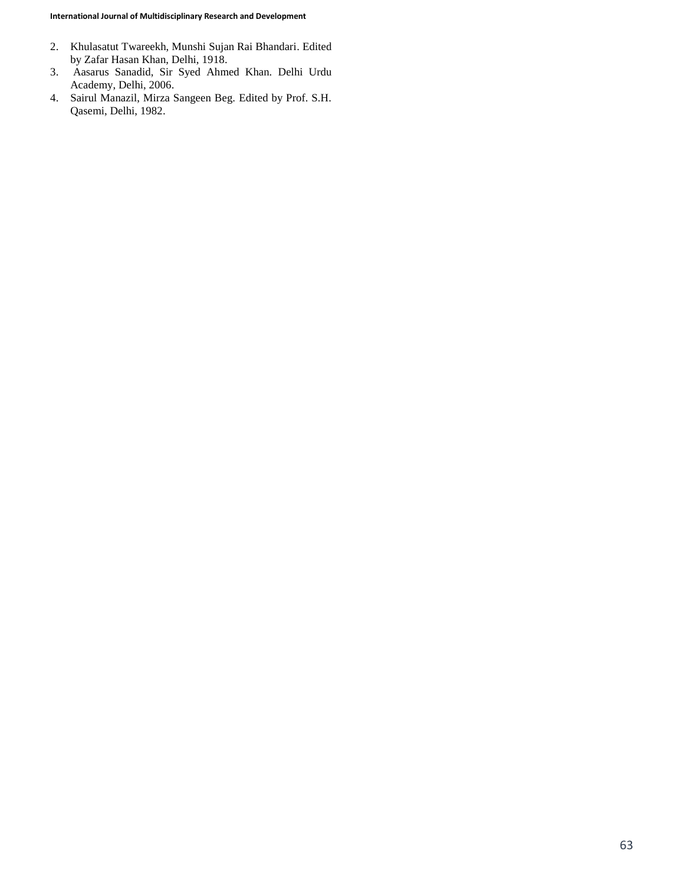2. Khulasatut Twareekh, Munshi Sujan Rai Bhandari. Edited by Zafar Hasan Khan, Delhi, 1918.
3. Aasarus Sanadid, Sir Syed Ahmed Khan. Delhi Urdu Academy, Delhi, 2006.
4. Sairul Manazil, Mirza Sangeen Beg. Edited by Prof. S.H. Qasemi, Delhi, 1982.